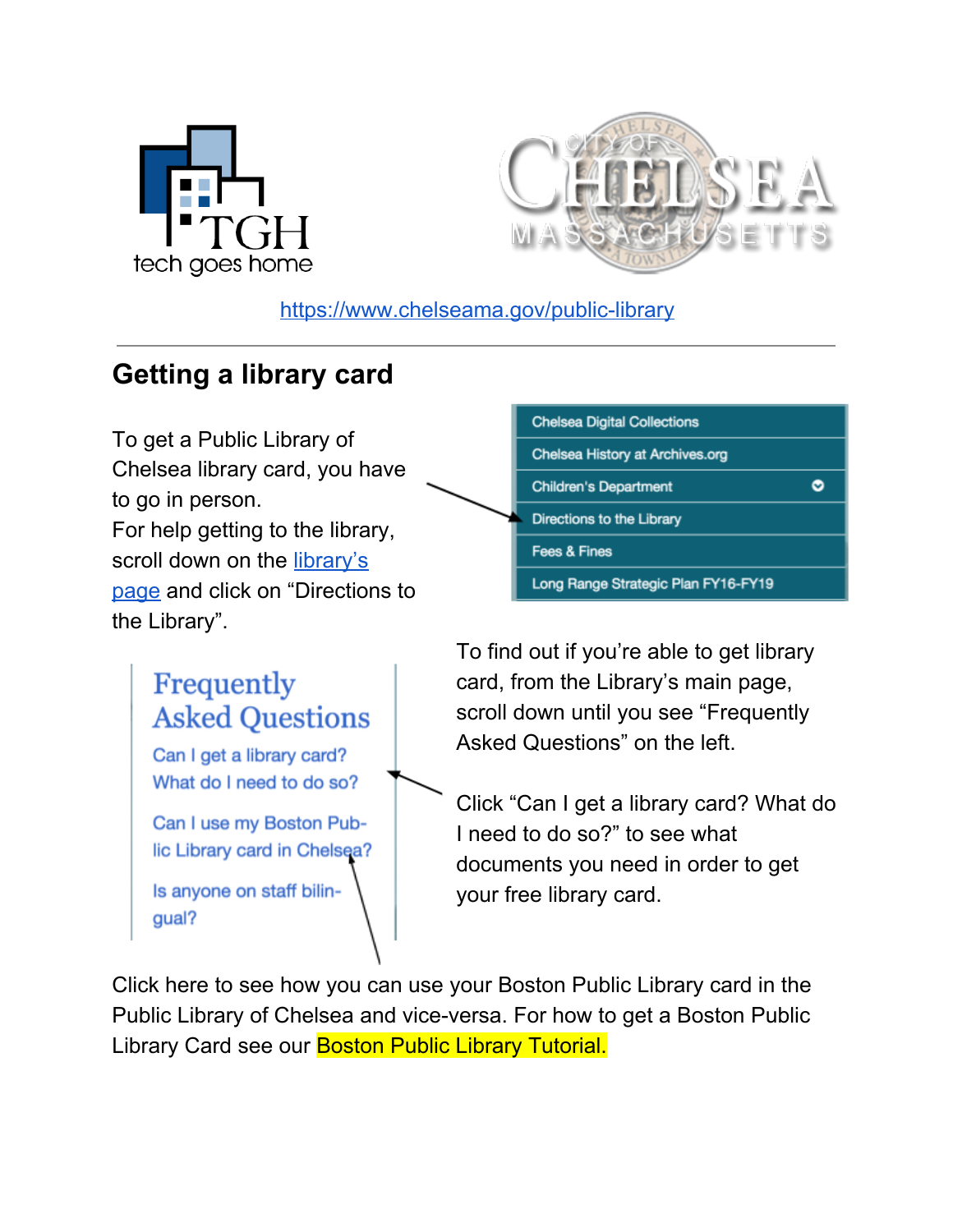https://www.chelseama.gov/public-library

---

## Getting a library card

To get a Public Library of Chelsea library card, you have to go in person.
For help getting to the library, scroll down on the library's page and click on "Directions to the Library".

- Chelsea Digital Collections
- Chelsea History at Archives.org
- Children's Department
- Directions to the Library
- Fees & Fines
- Long Range Strategic Plan FY16-FY19

**Frequently Asked Questions**

- Can I get a library card? What do I need to do so?
- Can I use my Boston Public Library card in Chelsea?
- Is anyone on staff bilingual?

To find out if you're able to get library card, from the Library's main page, scroll down until you see "Frequently Asked Questions" on the left.

Click "Can I get a library card? What do I need to do so?" to see what documents you need in order to get your free library card.

Click here to see how you can use your Boston Public Library card in the Public Library of Chelsea and vice-versa. For how to get a Boston Public Library Card see our Boston Public Library Tutorial.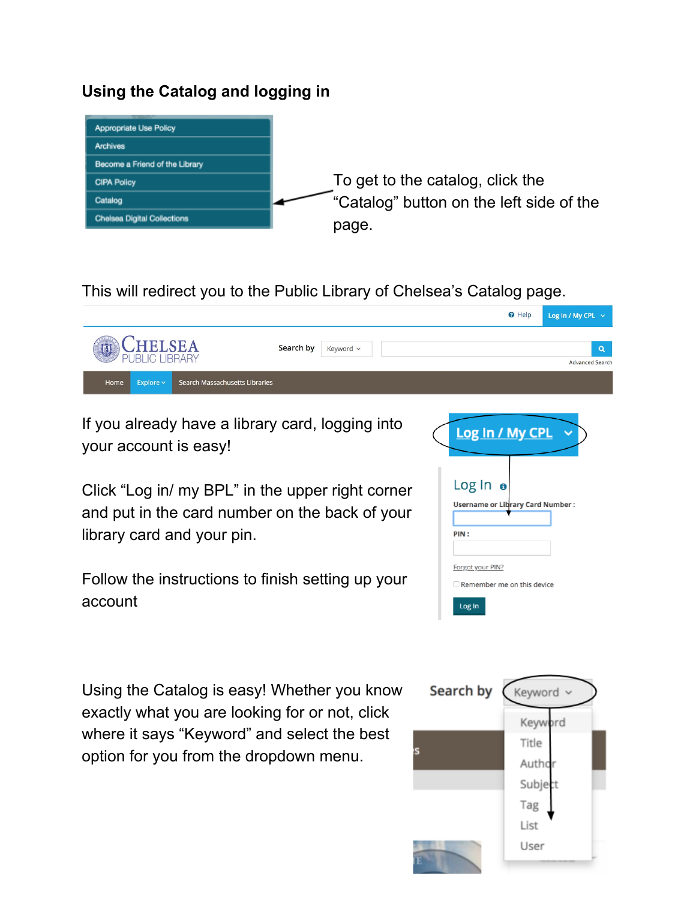## Using the Catalog and logging in

To get to the catalog, click the "Catalog" button on the left side of the page.

This will redirect you to the Public Library of Chelsea's Catalog page.

If you already have a library card, logging into your account is easy!

Click "Log in/ my BPL" in the upper right corner and put in the card number on the back of your library card and your pin.

Follow the instructions to finish setting up your account

Using the Catalog is easy! Whether you know exactly what you are looking for or not, click where it says "Keyword" and select the best option for you from the dropdown menu.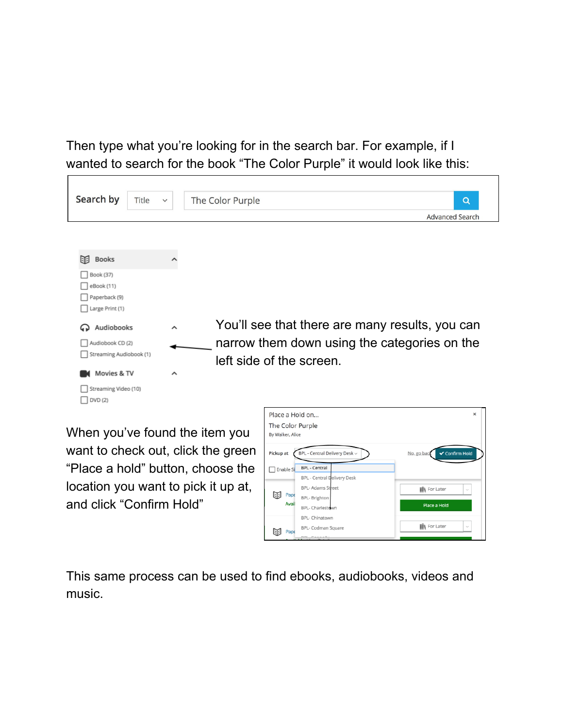Then type what you're looking for in the search bar. For example, if I wanted to search for the book "The Color Purple" it would look like this:

You'll see that there are many results, you can narrow them down using the categories on the left side of the screen.

When you've found the item you want to check out, click the green "Place a hold" button, choose the location you want to pick it up at, and click "Confirm Hold"

This same process can be used to find ebooks, audiobooks, videos and music.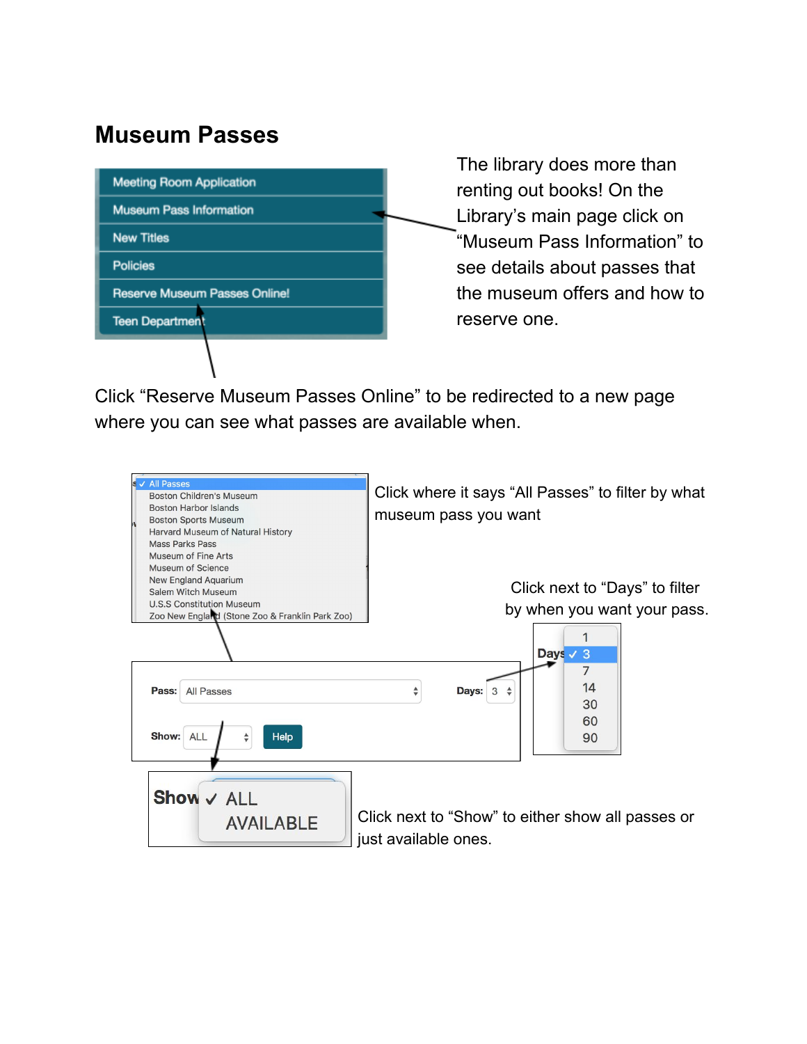# Museum Passes

Meeting Room Application
Museum Pass Information
New Titles
Policies
Reserve Museum Passes Online!
Teen Department

The library does more than renting out books! On the Library's main page click on "Museum Pass Information" to see details about passes that the museum offers and how to reserve one.

Click "Reserve Museum Passes Online" to be redirected to a new page where you can see what passes are available when.

✓ All Passes
Boston Children's Museum
Boston Harbor Islands
Boston Sports Museum
Harvard Museum of Natural History
Mass Parks Pass
Museum of Fine Arts
Museum of Science
New England Aquarium
Salem Witch Museum
U.S.S Constitution Museum
Zoo New England (Stone Zoo & Franklin Park Zoo)

Click where it says "All Passes" to filter by what museum pass you want

Click next to "Days" to filter by when you want your pass.

Days: 1, ✓ 3, 7, 14, 30, 60, 90

Pass: All Passes    Days: 3

Show: ALL    Help

Show ✓ ALL
AVAILABLE

Click next to "Show" to either show all passes or just available ones.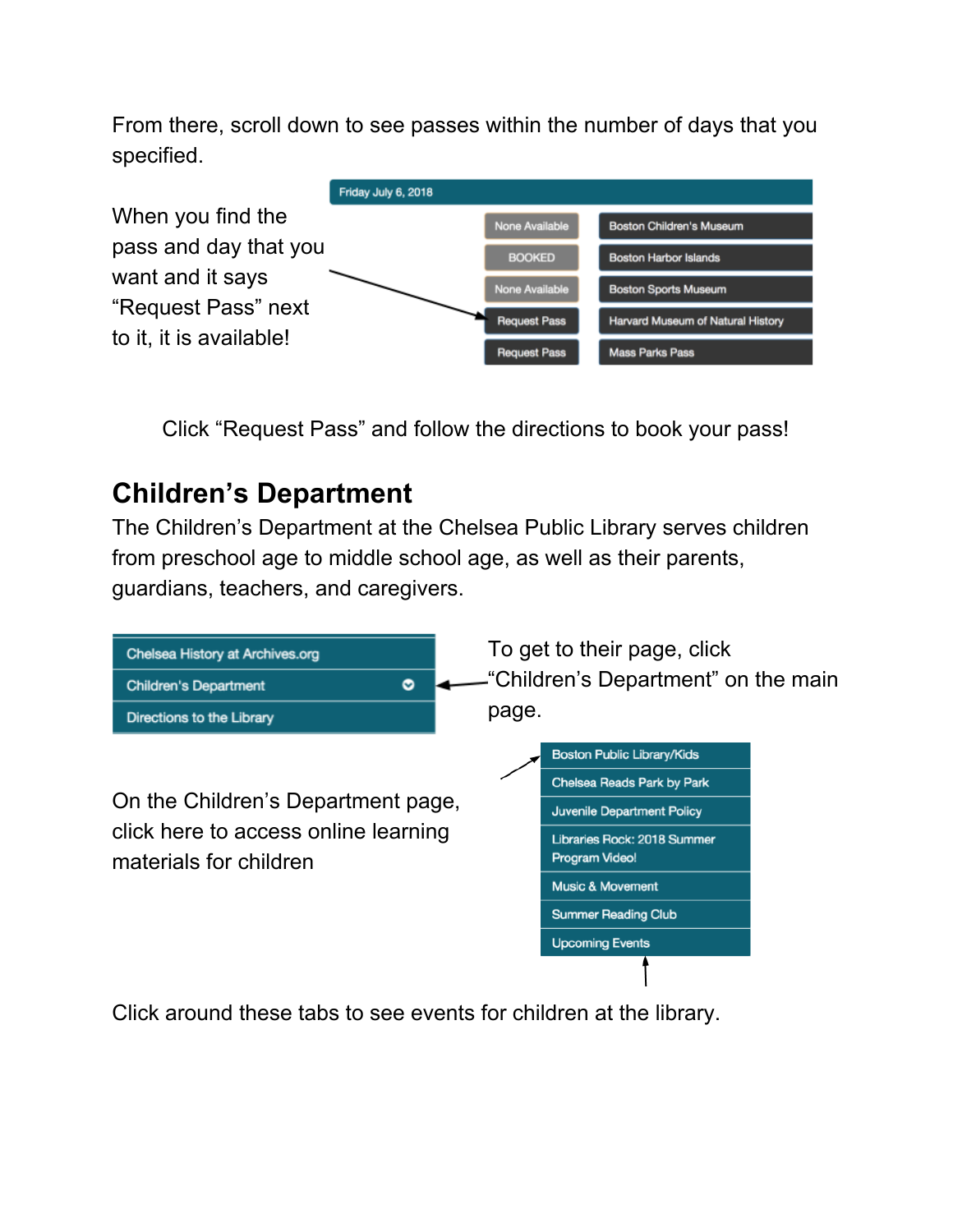From there, scroll down to see passes within the number of days that you specified.

When you find the pass and day that you want and it says "Request Pass" next to it, it is available!

Friday July 6, 2018

| | |
|---|---|
| None Available | Boston Children's Museum |
| BOOKED | Boston Harbor Islands |
| None Available | Boston Sports Museum |
| Request Pass | Harvard Museum of Natural History |
| Request Pass | Mass Parks Pass |

Click "Request Pass" and follow the directions to book your pass!

## Children's Department

The Children's Department at the Chelsea Public Library serves children from preschool age to middle school age, as well as their parents, guardians, teachers, and caregivers.

- Chelsea History at Archives.org
- Children's Department
- Directions to the Library

To get to their page, click "Children's Department" on the main page.

On the Children's Department page, click here to access online learning materials for children

- Boston Public Library/Kids
- Chelsea Reads Park by Park
- Juvenile Department Policy
- Libraries Rock: 2018 Summer Program Video!
- Music & Movement
- Summer Reading Club
- Upcoming Events

Click around these tabs to see events for children at the library.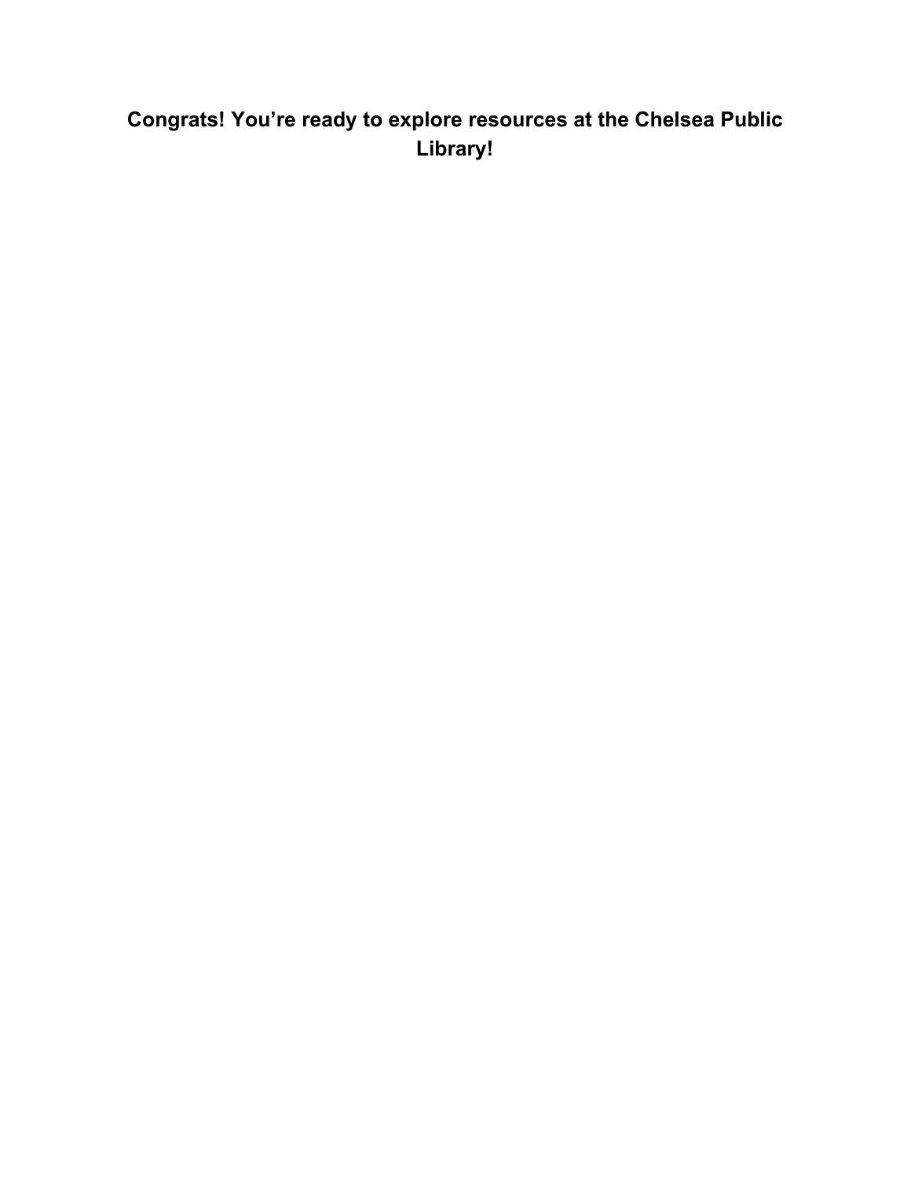**Congrats! You’re ready to explore resources at the Chelsea Public Library!**